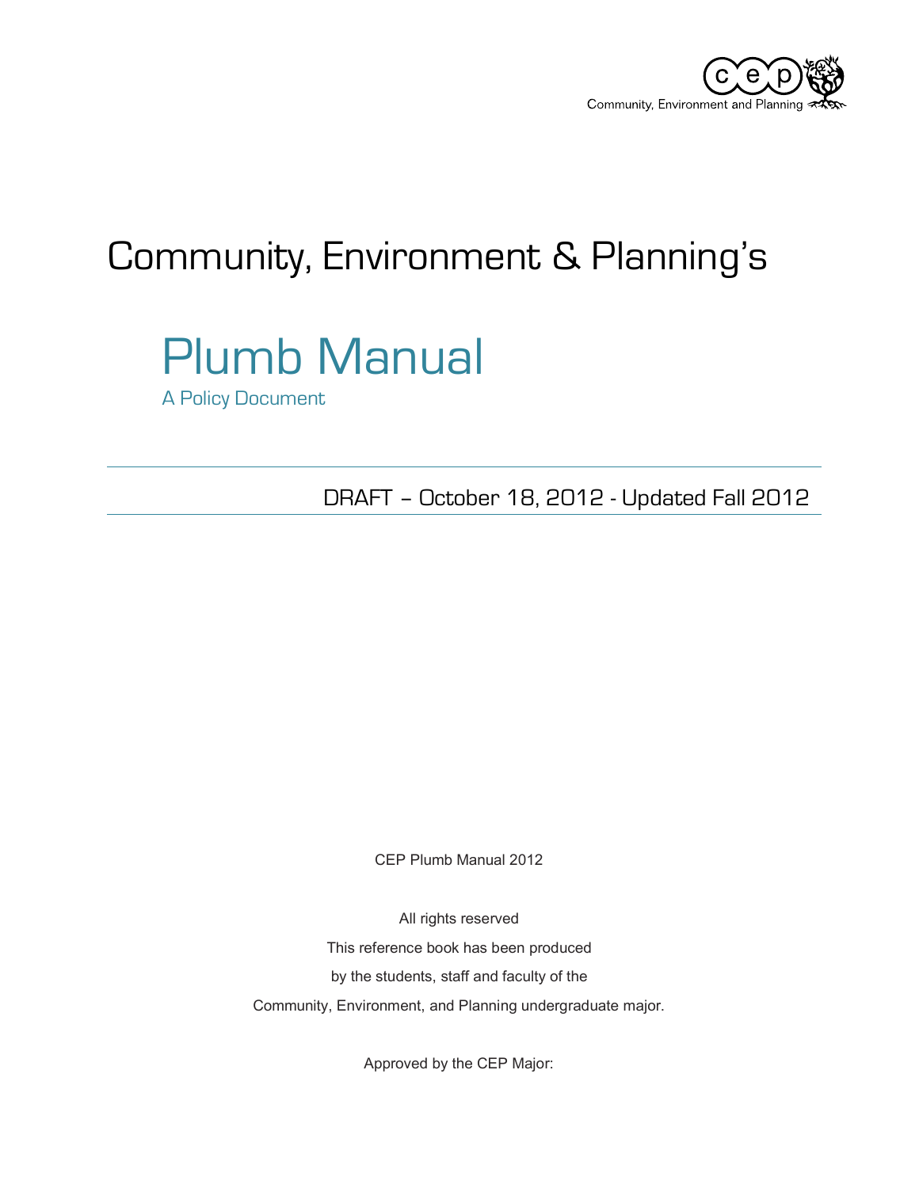Community, Environment and Planning

# Community, Environment & Planning's

## Plumb Manual

A Policy Document

---

DRAFT – October 18, 2012 - Updated Fall 2012

---

CEP Plumb Manual 2012

All rights reserved

This reference book has been produced

by the students, staff and faculty of the

Community, Environment, and Planning undergraduate major.

Approved by the CEP Major: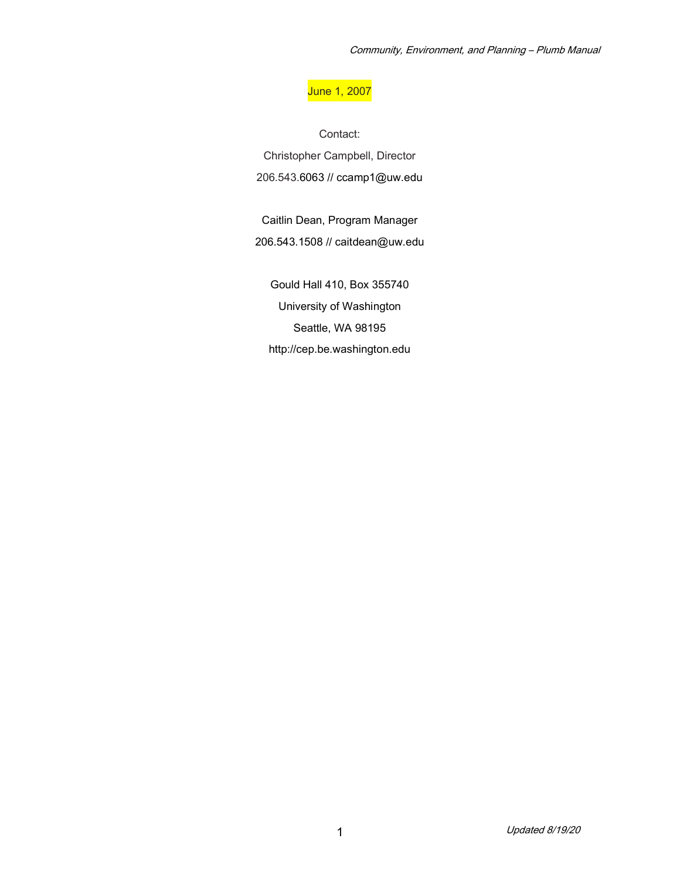June 1, 2007

Contact:

Christopher Campbell, Director

206.543.6063 // ccamp1@uw.edu

Caitlin Dean, Program Manager

206.543.1508 // caitdean@uw.edu

Gould Hall 410, Box 355740

University of Washington

Seattle, WA 98195

http://cep.be.washington.edu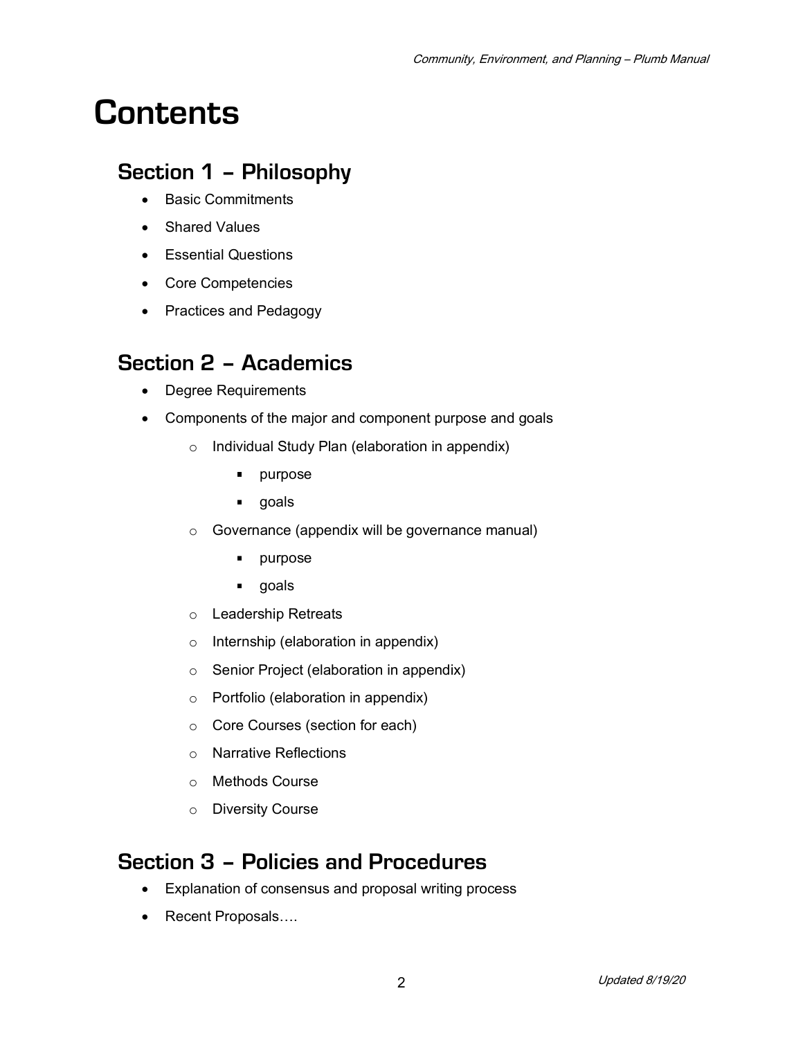# Contents

## Section 1 – Philosophy

- Basic Commitments
- Shared Values
- Essential Questions
- Core Competencies
- Practices and Pedagogy

## Section 2 – Academics

- Degree Requirements
- Components of the major and component purpose and goals
  - Individual Study Plan (elaboration in appendix)
    - purpose
    - goals
  - Governance (appendix will be governance manual)
    - purpose
    - goals
  - Leadership Retreats
  - Internship (elaboration in appendix)
  - Senior Project (elaboration in appendix)
  - Portfolio (elaboration in appendix)
  - Core Courses (section for each)
  - Narrative Reflections
  - Methods Course
  - Diversity Course

## Section 3 – Policies and Procedures

- Explanation of consensus and proposal writing process
- Recent Proposals….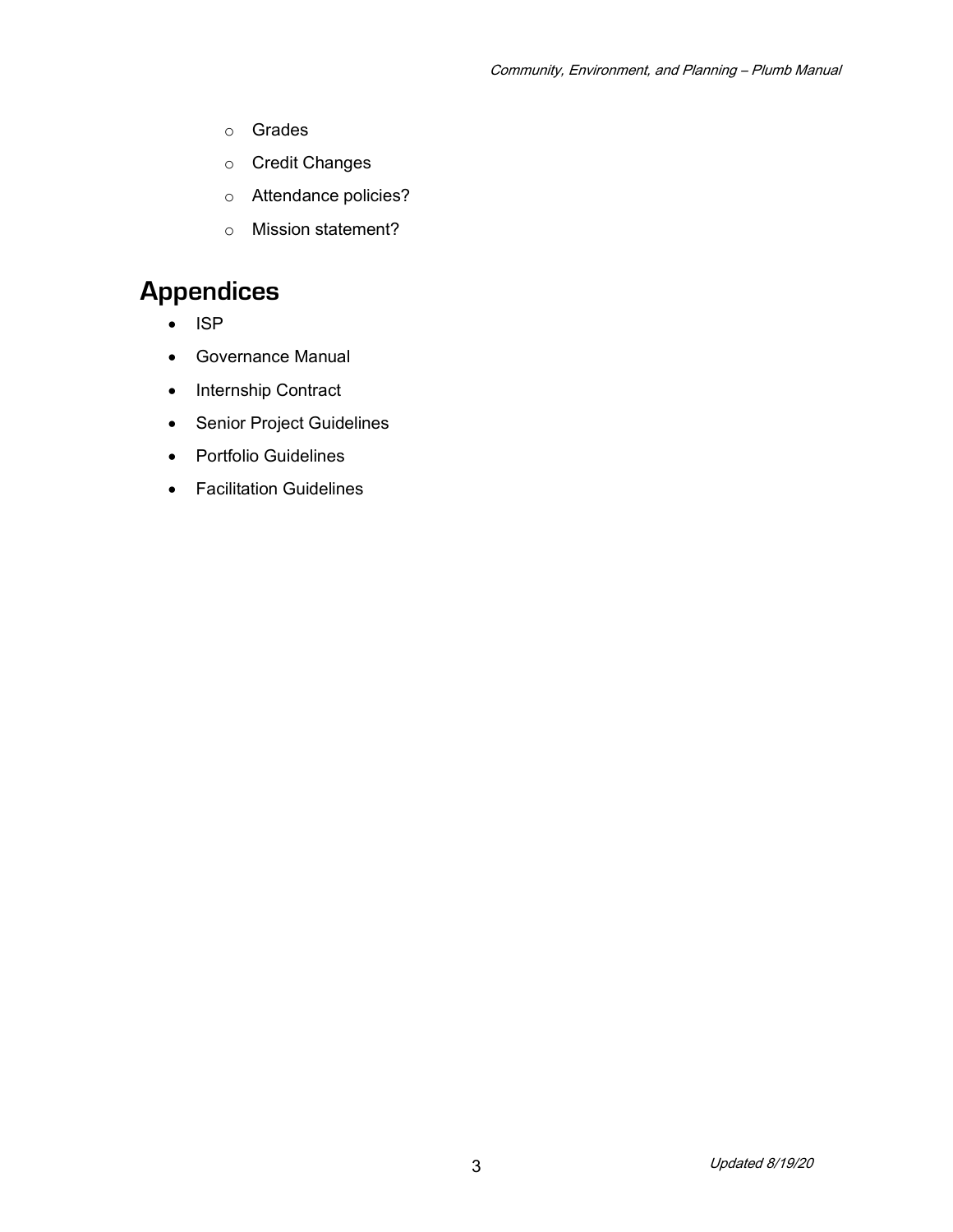- Grades
  - Credit Changes
  - Attendance policies?
  - Mission statement?

# Appendices

- ISP
- Governance Manual
- Internship Contract
- Senior Project Guidelines
- Portfolio Guidelines
- Facilitation Guidelines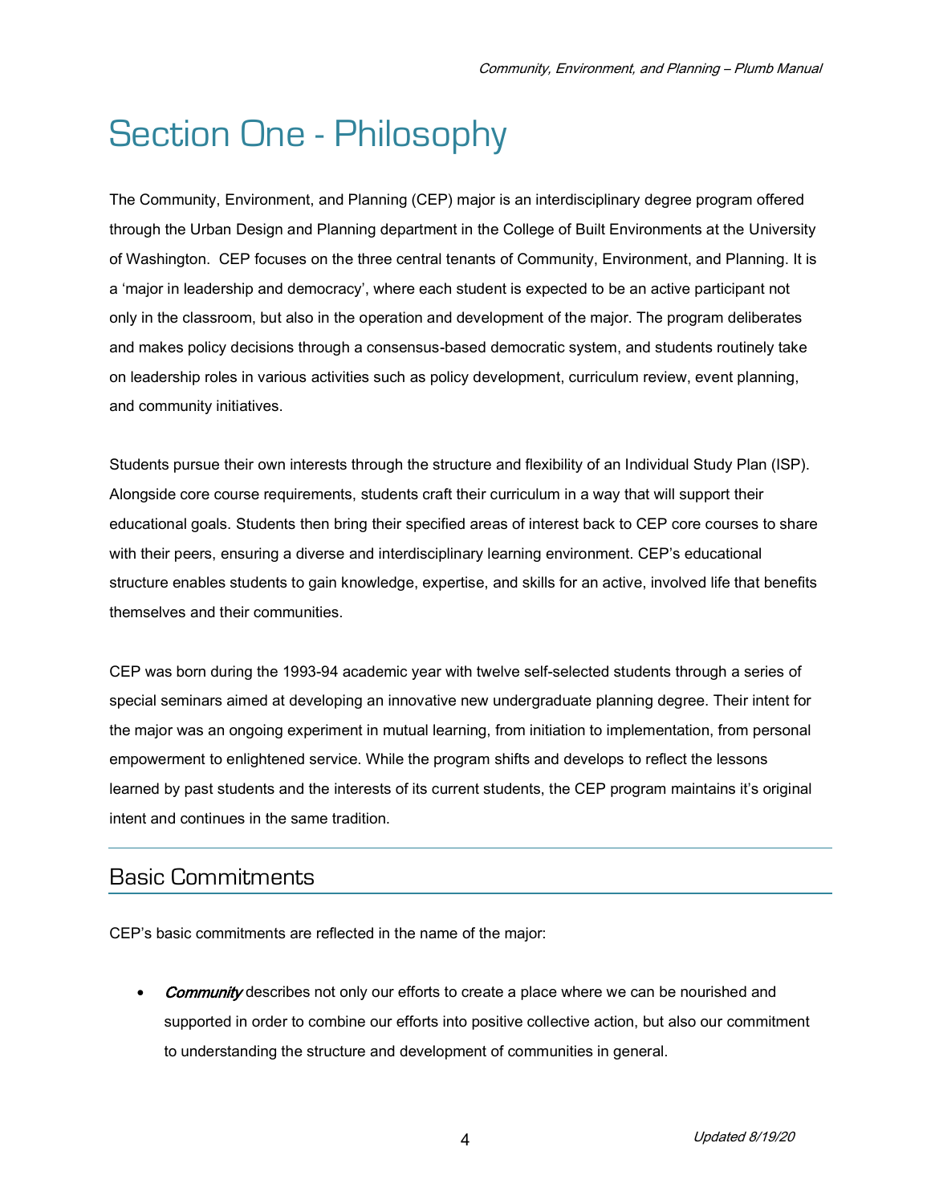# Section One - Philosophy

The Community, Environment, and Planning (CEP) major is an interdisciplinary degree program offered through the Urban Design and Planning department in the College of Built Environments at the University of Washington. CEP focuses on the three central tenants of Community, Environment, and Planning. It is a 'major in leadership and democracy', where each student is expected to be an active participant not only in the classroom, but also in the operation and development of the major. The program deliberates and makes policy decisions through a consensus-based democratic system, and students routinely take on leadership roles in various activities such as policy development, curriculum review, event planning, and community initiatives.

Students pursue their own interests through the structure and flexibility of an Individual Study Plan (ISP). Alongside core course requirements, students craft their curriculum in a way that will support their educational goals. Students then bring their specified areas of interest back to CEP core courses to share with their peers, ensuring a diverse and interdisciplinary learning environment. CEP's educational structure enables students to gain knowledge, expertise, and skills for an active, involved life that benefits themselves and their communities.

CEP was born during the 1993-94 academic year with twelve self-selected students through a series of special seminars aimed at developing an innovative new undergraduate planning degree. Their intent for the major was an ongoing experiment in mutual learning, from initiation to implementation, from personal empowerment to enlightened service. While the program shifts and develops to reflect the lessons learned by past students and the interests of its current students, the CEP program maintains it's original intent and continues in the same tradition.

## Basic Commitments

CEP's basic commitments are reflected in the name of the major:

- ***Community*** describes not only our efforts to create a place where we can be nourished and supported in order to combine our efforts into positive collective action, but also our commitment to understanding the structure and development of communities in general.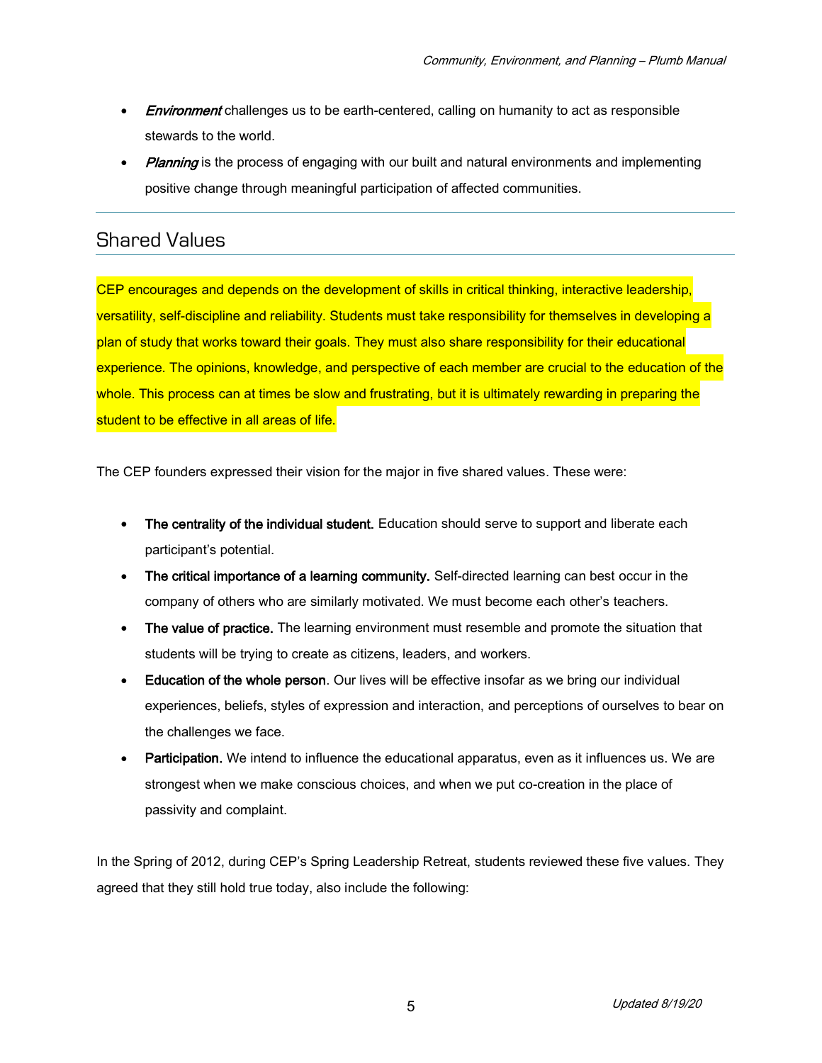- *Environment* challenges us to be earth-centered, calling on humanity to act as responsible stewards to the world.
- *Planning* is the process of engaging with our built and natural environments and implementing positive change through meaningful participation of affected communities.

---

## Shared Values

CEP encourages and depends on the development of skills in critical thinking, interactive leadership, versatility, self-discipline and reliability. Students must take responsibility for themselves in developing a plan of study that works toward their goals. They must also share responsibility for their educational experience. The opinions, knowledge, and perspective of each member are crucial to the education of the whole. This process can at times be slow and frustrating, but it is ultimately rewarding in preparing the student to be effective in all areas of life.

The CEP founders expressed their vision for the major in five shared values. These were:

- **The centrality of the individual student.** Education should serve to support and liberate each participant's potential.
- **The critical importance of a learning community.** Self-directed learning can best occur in the company of others who are similarly motivated. We must become each other's teachers.
- **The value of practice.** The learning environment must resemble and promote the situation that students will be trying to create as citizens, leaders, and workers.
- **Education of the whole person**. Our lives will be effective insofar as we bring our individual experiences, beliefs, styles of expression and interaction, and perceptions of ourselves to bear on the challenges we face.
- **Participation.** We intend to influence the educational apparatus, even as it influences us. We are strongest when we make conscious choices, and when we put co-creation in the place of passivity and complaint.

In the Spring of 2012, during CEP's Spring Leadership Retreat, students reviewed these five values. They agreed that they still hold true today, also include the following: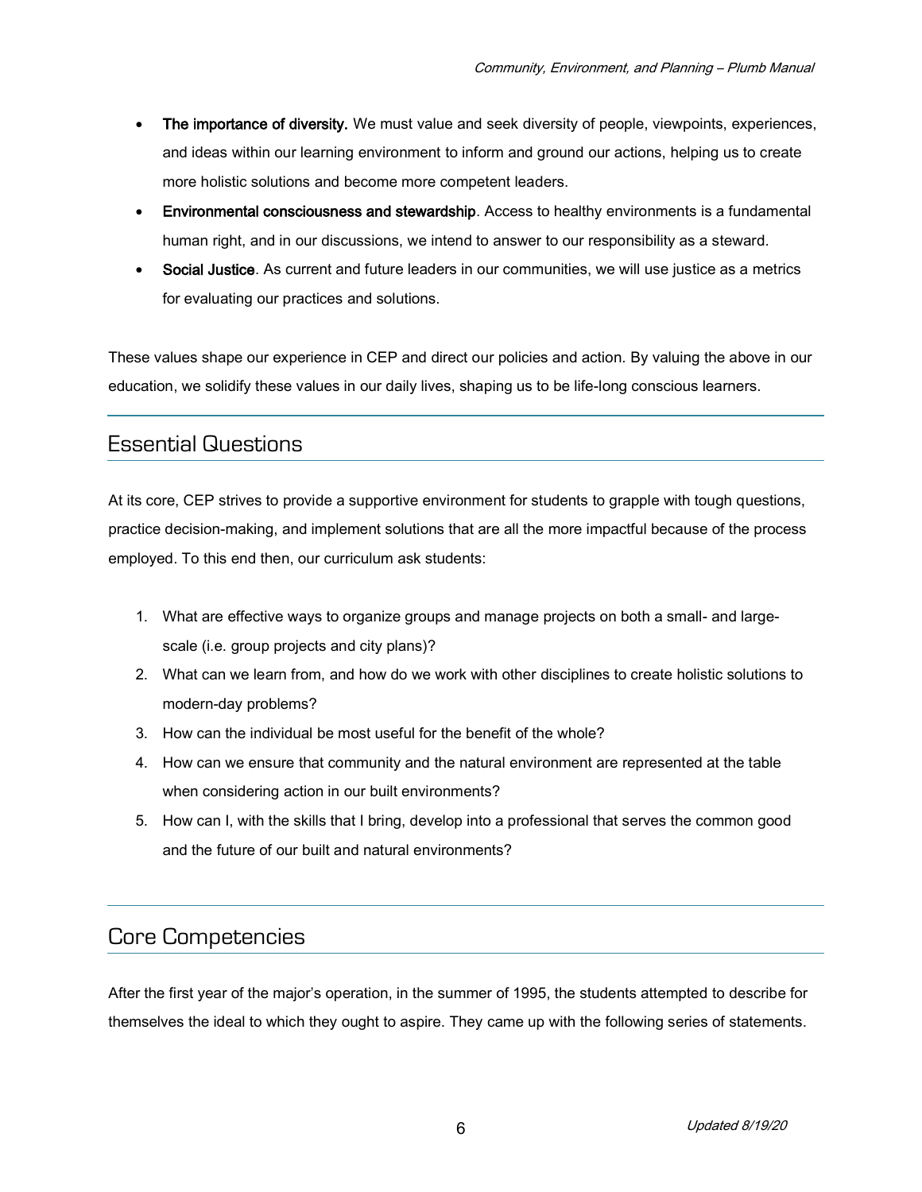- **The importance of diversity.** We must value and seek diversity of people, viewpoints, experiences, and ideas within our learning environment to inform and ground our actions, helping us to create more holistic solutions and become more competent leaders.
- **Environmental consciousness and stewardship**. Access to healthy environments is a fundamental human right, and in our discussions, we intend to answer to our responsibility as a steward.
- **Social Justice**. As current and future leaders in our communities, we will use justice as a metrics for evaluating our practices and solutions.

These values shape our experience in CEP and direct our policies and action. By valuing the above in our education, we solidify these values in our daily lives, shaping us to be life-long conscious learners.

## Essential Questions

At its core, CEP strives to provide a supportive environment for students to grapple with tough questions, practice decision-making, and implement solutions that are all the more impactful because of the process employed. To this end then, our curriculum ask students:

1. What are effective ways to organize groups and manage projects on both a small- and large-scale (i.e. group projects and city plans)?
2. What can we learn from, and how do we work with other disciplines to create holistic solutions to modern-day problems?
3. How can the individual be most useful for the benefit of the whole?
4. How can we ensure that community and the natural environment are represented at the table when considering action in our built environments?
5. How can I, with the skills that I bring, develop into a professional that serves the common good and the future of our built and natural environments?

## Core Competencies

After the first year of the major's operation, in the summer of 1995, the students attempted to describe for themselves the ideal to which they ought to aspire. They came up with the following series of statements.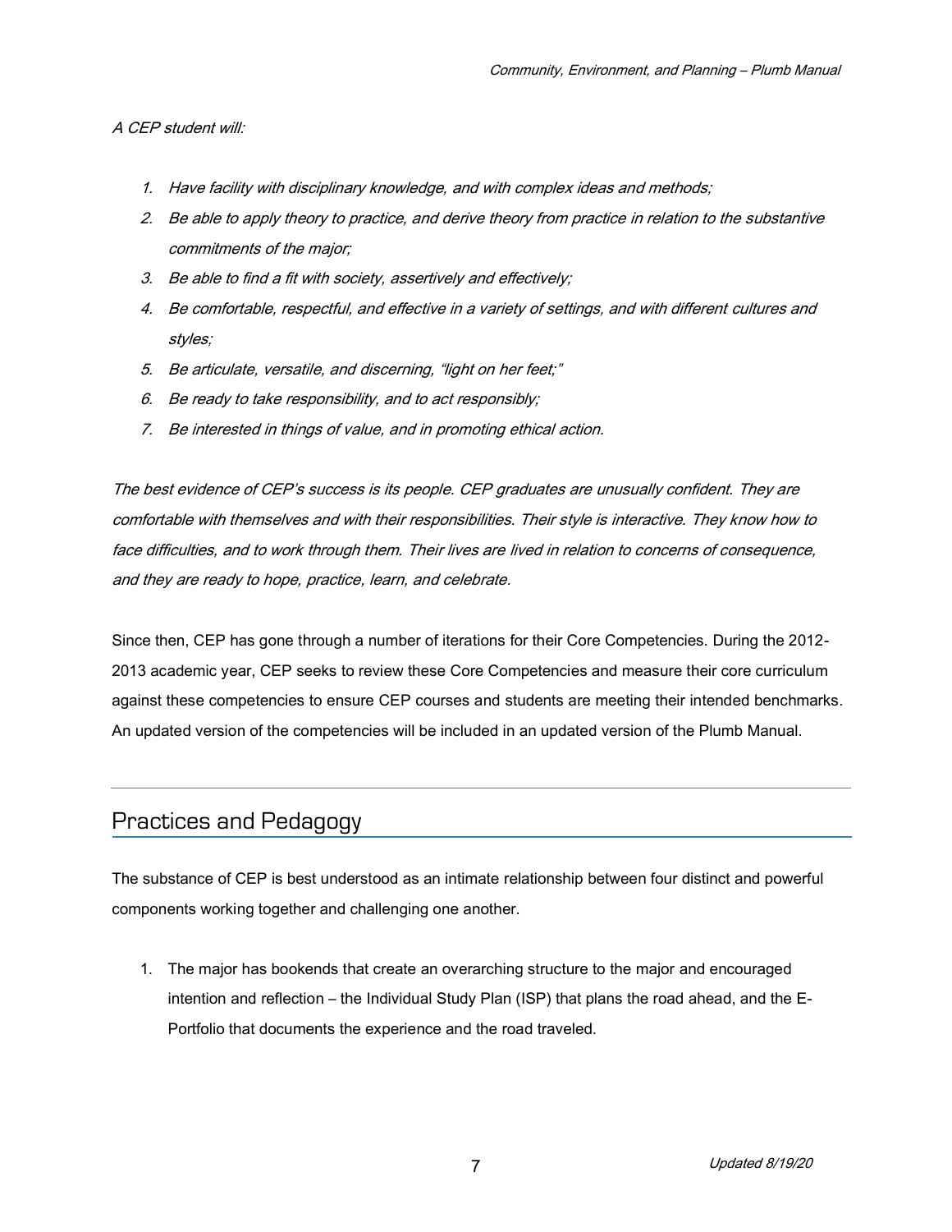*A CEP student will:*

1. *Have facility with disciplinary knowledge, and with complex ideas and methods;*
2. *Be able to apply theory to practice, and derive theory from practice in relation to the substantive commitments of the major;*
3. *Be able to find a fit with society, assertively and effectively;*
4. *Be comfortable, respectful, and effective in a variety of settings, and with different cultures and styles;*
5. *Be articulate, versatile, and discerning, "light on her feet;"*
6. *Be ready to take responsibility, and to act responsibly;*
7. *Be interested in things of value, and in promoting ethical action.*

*The best evidence of CEP's success is its people. CEP graduates are unusually confident. They are comfortable with themselves and with their responsibilities. Their style is interactive. They know how to face difficulties, and to work through them. Their lives are lived in relation to concerns of consequence, and they are ready to hope, practice, learn, and celebrate.*

Since then, CEP has gone through a number of iterations for their Core Competencies. During the 2012-2013 academic year, CEP seeks to review these Core Competencies and measure their core curriculum against these competencies to ensure CEP courses and students are meeting their intended benchmarks. An updated version of the competencies will be included in an updated version of the Plumb Manual.

## Practices and Pedagogy

The substance of CEP is best understood as an intimate relationship between four distinct and powerful components working together and challenging one another.

1. The major has bookends that create an overarching structure to the major and encouraged intention and reflection – the Individual Study Plan (ISP) that plans the road ahead, and the E-Portfolio that documents the experience and the road traveled.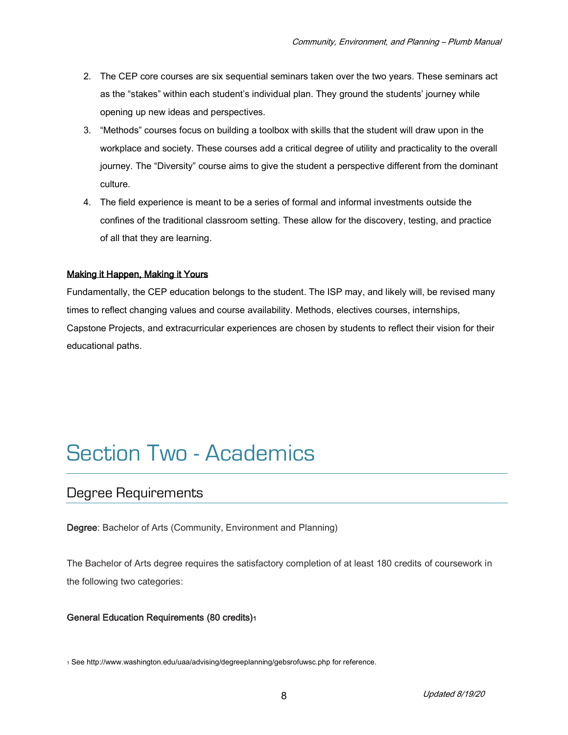2. The CEP core courses are six sequential seminars taken over the two years. These seminars act as the "stakes" within each student's individual plan. They ground the students' journey while opening up new ideas and perspectives.
3. "Methods" courses focus on building a toolbox with skills that the student will draw upon in the workplace and society. These courses add a critical degree of utility and practicality to the overall journey. The "Diversity" course aims to give the student a perspective different from the dominant culture.
4. The field experience is meant to be a series of formal and informal investments outside the confines of the traditional classroom setting. These allow for the discovery, testing, and practice of all that they are learning.

**Making it Happen, Making it Yours**

Fundamentally, the CEP education belongs to the student. The ISP may, and likely will, be revised many times to reflect changing values and course availability. Methods, electives courses, internships, Capstone Projects, and extracurricular experiences are chosen by students to reflect their vision for their educational paths.

# Section Two - Academics

## Degree Requirements

**Degree**: Bachelor of Arts (Community, Environment and Planning)

The Bachelor of Arts degree requires the satisfactory completion of at least 180 credits of coursework in the following two categories:

**General Education Requirements (80 credits)**[1]

[1] See http://www.washington.edu/uaa/advising/degreeplanning/gebsrofuwsc.php for reference.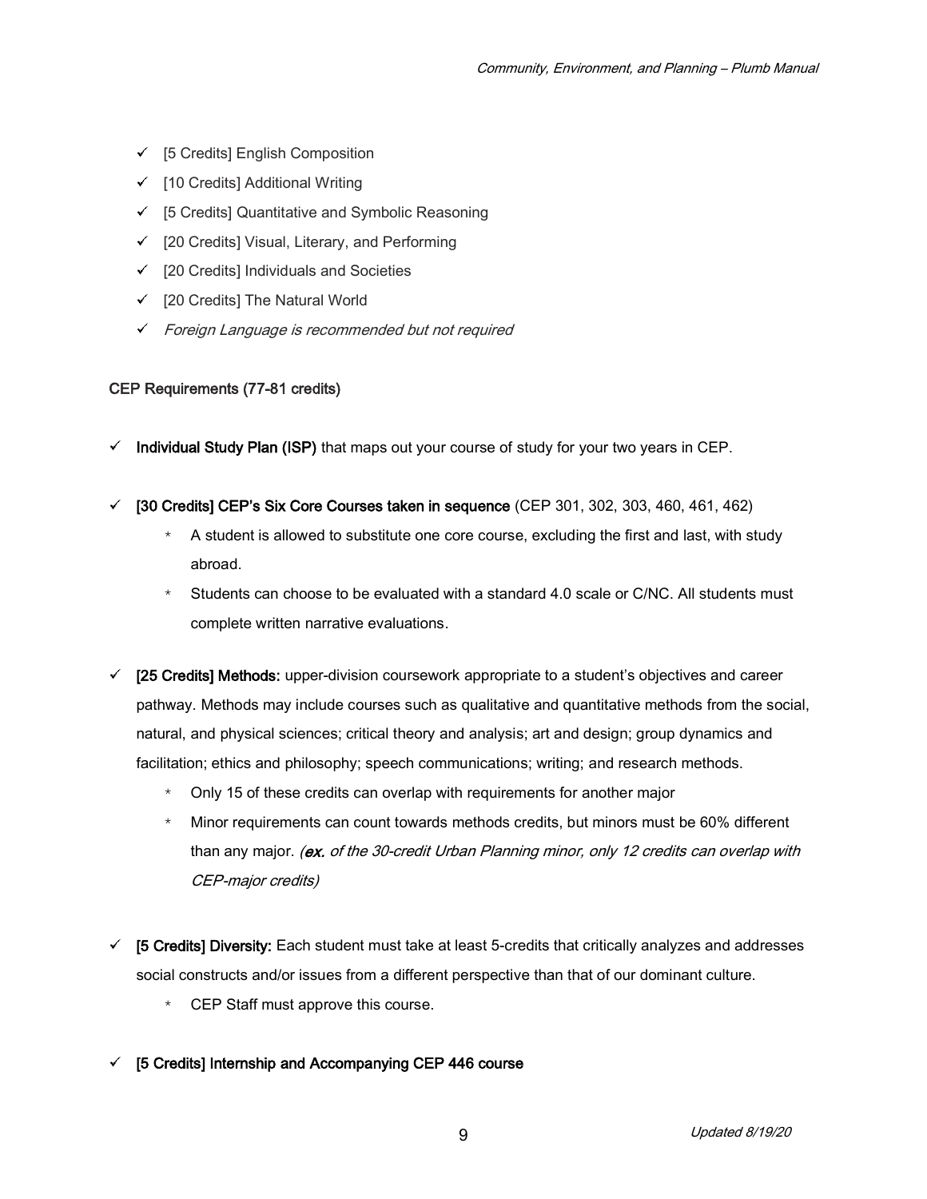- ✓ [5 Credits] English Composition
- ✓ [10 Credits] Additional Writing
- ✓ [5 Credits] Quantitative and Symbolic Reasoning
- ✓ [20 Credits] Visual, Literary, and Performing
- ✓ [20 Credits] Individuals and Societies
- ✓ [20 Credits] The Natural World
- ✓ *Foreign Language is recommended but not required*

### CEP Requirements (77-81 credits)

- ✓ **Individual Study Plan (ISP)** that maps out your course of study for your two years in CEP.

- ✓ **[30 Credits] CEP's Six Core Courses taken in sequence** (CEP 301, 302, 303, 460, 461, 462)
  - A student is allowed to substitute one core course, excluding the first and last, with study abroad.
  - Students can choose to be evaluated with a standard 4.0 scale or C/NC. All students must complete written narrative evaluations.

- ✓ **[25 Credits] Methods:** upper-division coursework appropriate to a student's objectives and career pathway. Methods may include courses such as qualitative and quantitative methods from the social, natural, and physical sciences; critical theory and analysis; art and design; group dynamics and facilitation; ethics and philosophy; speech communications; writing; and research methods.
  - Only 15 of these credits can overlap with requirements for another major
  - Minor requirements can count towards methods credits, but minors must be 60% different than any major. ***(ex.** of the 30-credit Urban Planning minor, only 12 credits can overlap with CEP-major credits)*

- ✓ **[5 Credits] Diversity:** Each student must take at least 5-credits that critically analyzes and addresses social constructs and/or issues from a different perspective than that of our dominant culture.
  - CEP Staff must approve this course.

- ✓ **[5 Credits] Internship and Accompanying CEP 446 course**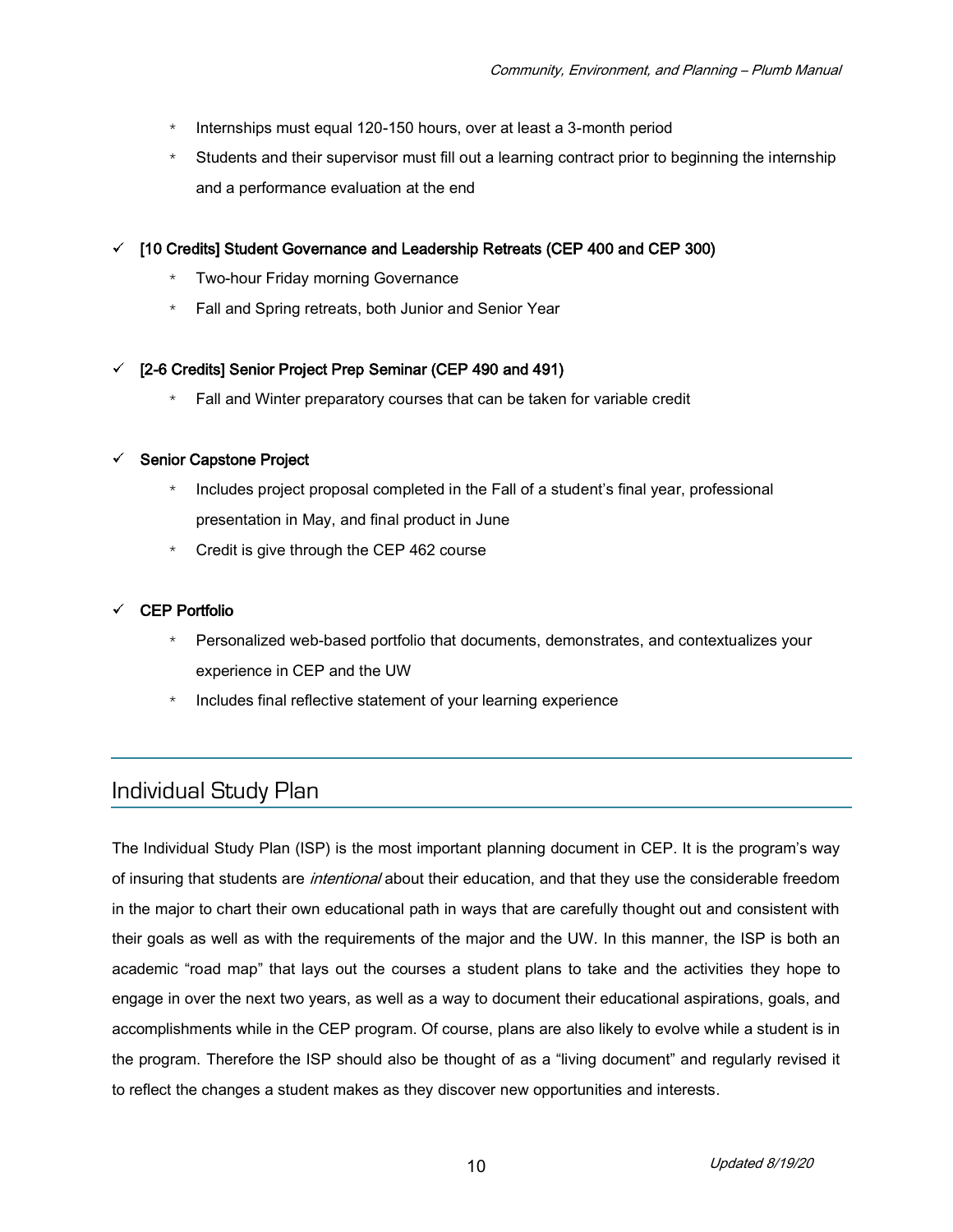* Internships must equal 120-150 hours, over at least a 3-month period
* Students and their supervisor must fill out a learning contract prior to beginning the internship and a performance evaluation at the end

✓ **[10 Credits] Student Governance and Leadership Retreats (CEP 400 and CEP 300)**

* Two-hour Friday morning Governance
* Fall and Spring retreats, both Junior and Senior Year

✓ **[2-6 Credits] Senior Project Prep Seminar (CEP 490 and 491)**

* Fall and Winter preparatory courses that can be taken for variable credit

✓ **Senior Capstone Project**

* Includes project proposal completed in the Fall of a student's final year, professional presentation in May, and final product in June
* Credit is give through the CEP 462 course

✓ **CEP Portfolio**

* Personalized web-based portfolio that documents, demonstrates, and contextualizes your experience in CEP and the UW
* Includes final reflective statement of your learning experience

## Individual Study Plan

The Individual Study Plan (ISP) is the most important planning document in CEP. It is the program's way of insuring that students are *intentional* about their education, and that they use the considerable freedom in the major to chart their own educational path in ways that are carefully thought out and consistent with their goals as well as with the requirements of the major and the UW. In this manner, the ISP is both an academic "road map" that lays out the courses a student plans to take and the activities they hope to engage in over the next two years, as well as a way to document their educational aspirations, goals, and accomplishments while in the CEP program. Of course, plans are also likely to evolve while a student is in the program. Therefore the ISP should also be thought of as a "living document" and regularly revised it to reflect the changes a student makes as they discover new opportunities and interests.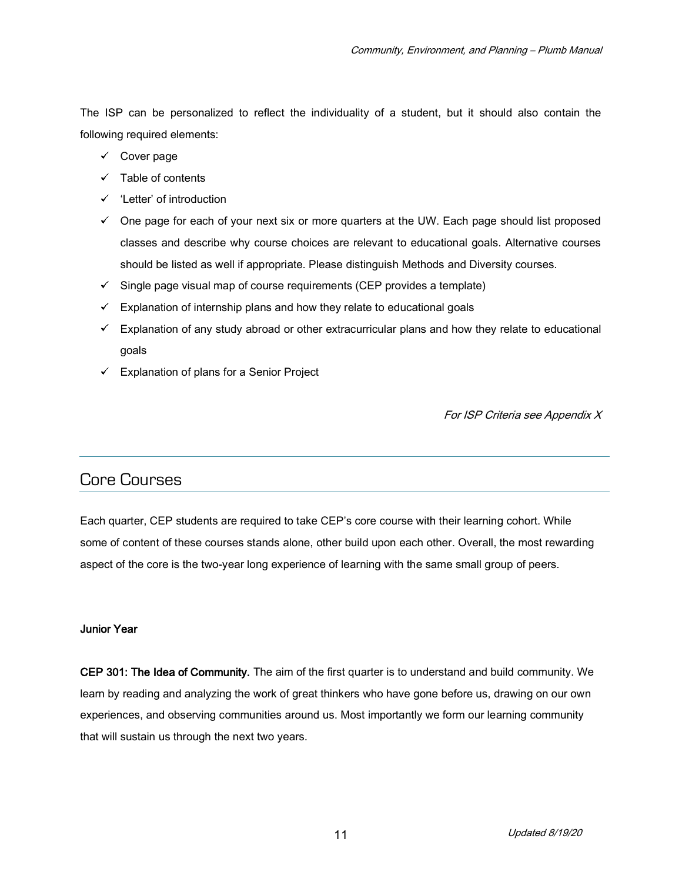The ISP can be personalized to reflect the individuality of a student, but it should also contain the following required elements:

- ✓ Cover page
- ✓ Table of contents
- ✓ 'Letter' of introduction
- ✓ One page for each of your next six or more quarters at the UW. Each page should list proposed classes and describe why course choices are relevant to educational goals. Alternative courses should be listed as well if appropriate. Please distinguish Methods and Diversity courses.
- ✓ Single page visual map of course requirements (CEP provides a template)
- ✓ Explanation of internship plans and how they relate to educational goals
- ✓ Explanation of any study abroad or other extracurricular plans and how they relate to educational goals
- ✓ Explanation of plans for a Senior Project

*For ISP Criteria see Appendix X*

## Core Courses

Each quarter, CEP students are required to take CEP's core course with their learning cohort. While some of content of these courses stands alone, other build upon each other. Overall, the most rewarding aspect of the core is the two-year long experience of learning with the same small group of peers.

**Junior Year**

**CEP 301: The Idea of Community.** The aim of the first quarter is to understand and build community. We learn by reading and analyzing the work of great thinkers who have gone before us, drawing on our own experiences, and observing communities around us. Most importantly we form our learning community that will sustain us through the next two years.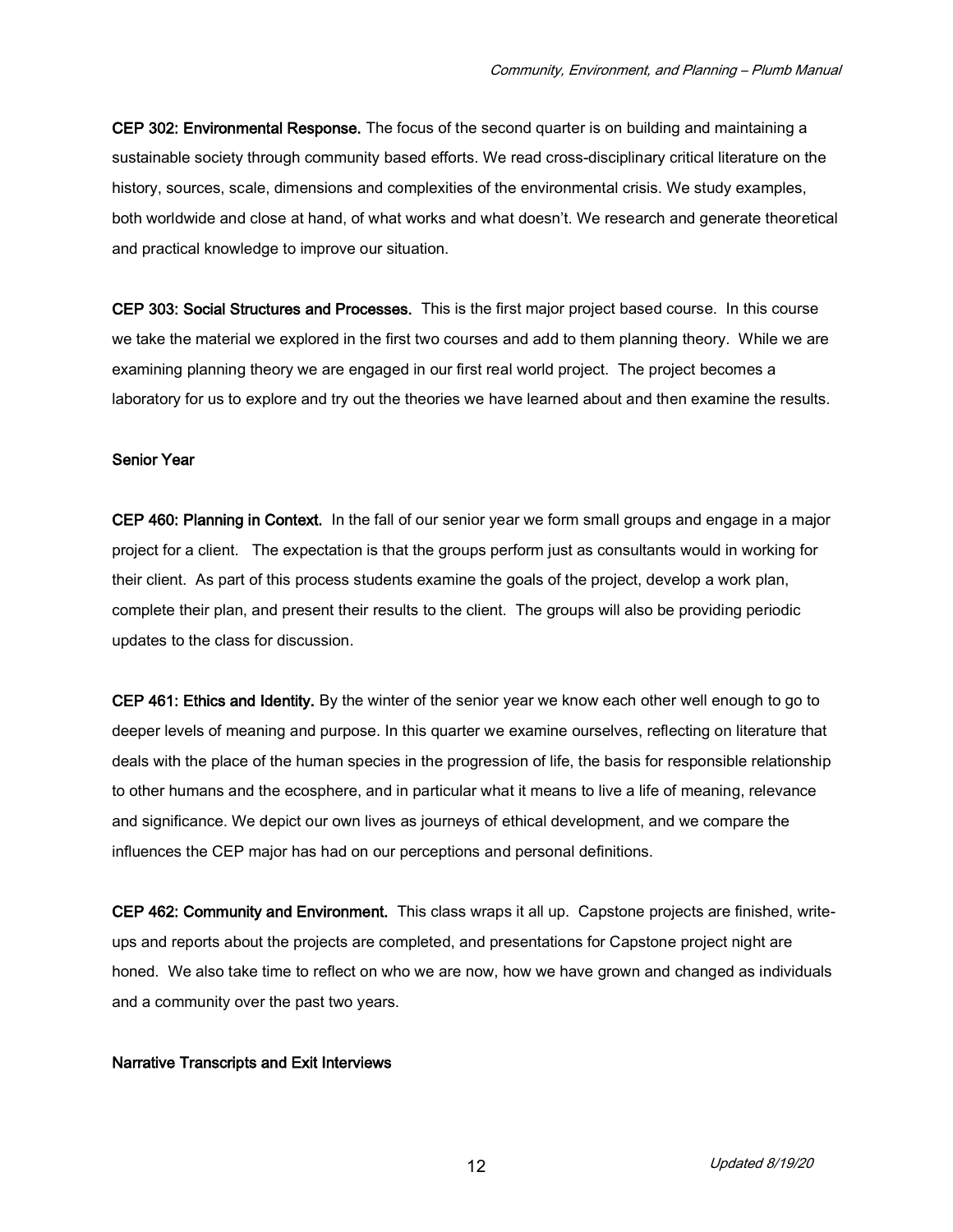**CEP 302: Environmental Response.** The focus of the second quarter is on building and maintaining a sustainable society through community based efforts. We read cross-disciplinary critical literature on the history, sources, scale, dimensions and complexities of the environmental crisis. We study examples, both worldwide and close at hand, of what works and what doesn't. We research and generate theoretical and practical knowledge to improve our situation.

**CEP 303: Social Structures and Processes.** This is the first major project based course. In this course we take the material we explored in the first two courses and add to them planning theory. While we are examining planning theory we are engaged in our first real world project. The project becomes a laboratory for us to explore and try out the theories we have learned about and then examine the results.

### Senior Year

**CEP 460: Planning in Context.** In the fall of our senior year we form small groups and engage in a major project for a client. The expectation is that the groups perform just as consultants would in working for their client. As part of this process students examine the goals of the project, develop a work plan, complete their plan, and present their results to the client. The groups will also be providing periodic updates to the class for discussion.

**CEP 461: Ethics and Identity.** By the winter of the senior year we know each other well enough to go to deeper levels of meaning and purpose. In this quarter we examine ourselves, reflecting on literature that deals with the place of the human species in the progression of life, the basis for responsible relationship to other humans and the ecosphere, and in particular what it means to live a life of meaning, relevance and significance. We depict our own lives as journeys of ethical development, and we compare the influences the CEP major has had on our perceptions and personal definitions.

**CEP 462: Community and Environment.** This class wraps it all up. Capstone projects are finished, write-ups and reports about the projects are completed, and presentations for Capstone project night are honed. We also take time to reflect on who we are now, how we have grown and changed as individuals and a community over the past two years.

### Narrative Transcripts and Exit Interviews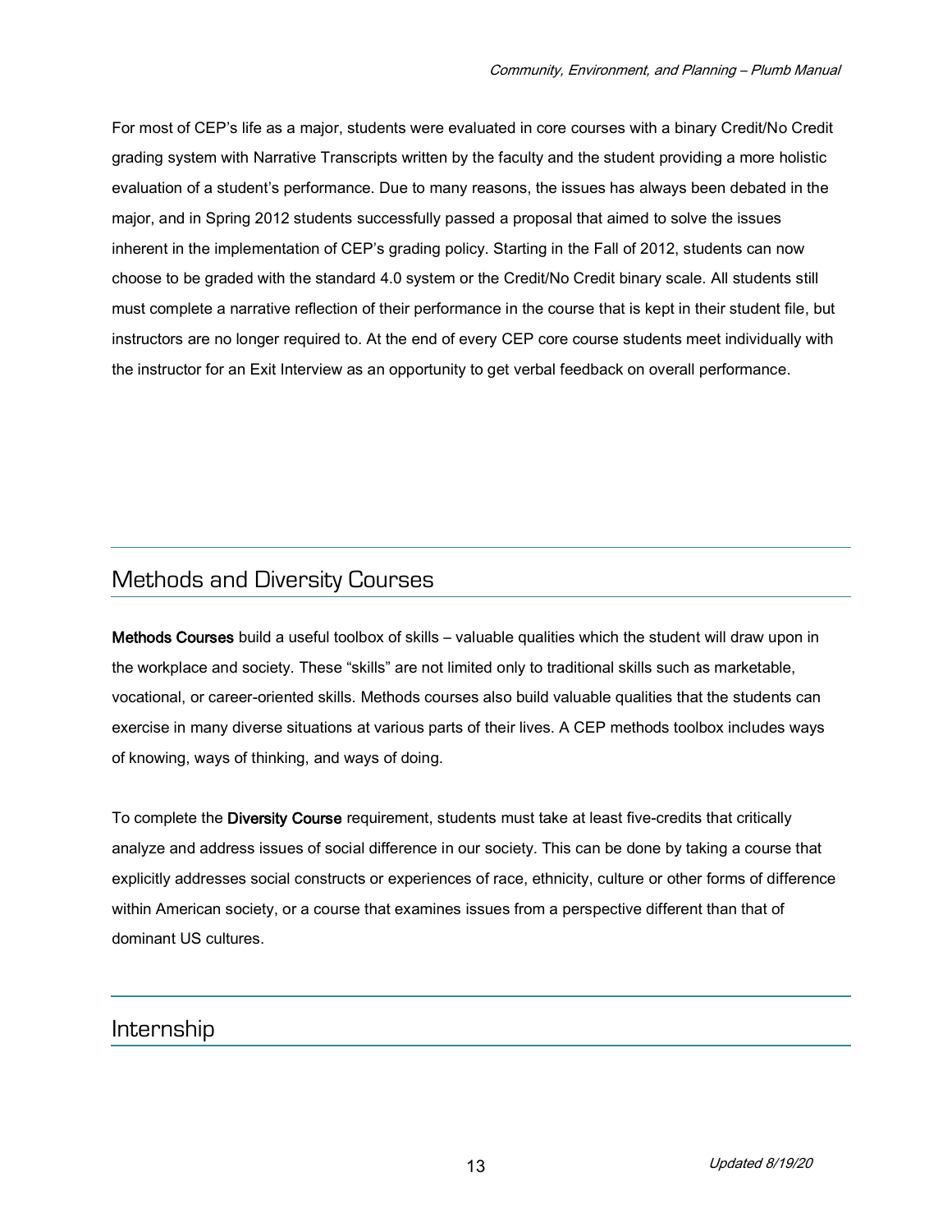For most of CEP's life as a major, students were evaluated in core courses with a binary Credit/No Credit grading system with Narrative Transcripts written by the faculty and the student providing a more holistic evaluation of a student's performance. Due to many reasons, the issues has always been debated in the major, and in Spring 2012 students successfully passed a proposal that aimed to solve the issues inherent in the implementation of CEP's grading policy. Starting in the Fall of 2012, students can now choose to be graded with the standard 4.0 system or the Credit/No Credit binary scale. All students still must complete a narrative reflection of their performance in the course that is kept in their student file, but instructors are no longer required to. At the end of every CEP core course students meet individually with the instructor for an Exit Interview as an opportunity to get verbal feedback on overall performance.

## Methods and Diversity Courses

**Methods Courses** build a useful toolbox of skills – valuable qualities which the student will draw upon in the workplace and society. These "skills" are not limited only to traditional skills such as marketable, vocational, or career-oriented skills. Methods courses also build valuable qualities that the students can exercise in many diverse situations at various parts of their lives. A CEP methods toolbox includes ways of knowing, ways of thinking, and ways of doing.

To complete the **Diversity Course** requirement, students must take at least five-credits that critically analyze and address issues of social difference in our society. This can be done by taking a course that explicitly addresses social constructs or experiences of race, ethnicity, culture or other forms of difference within American society, or a course that examines issues from a perspective different than that of dominant US cultures.

## Internship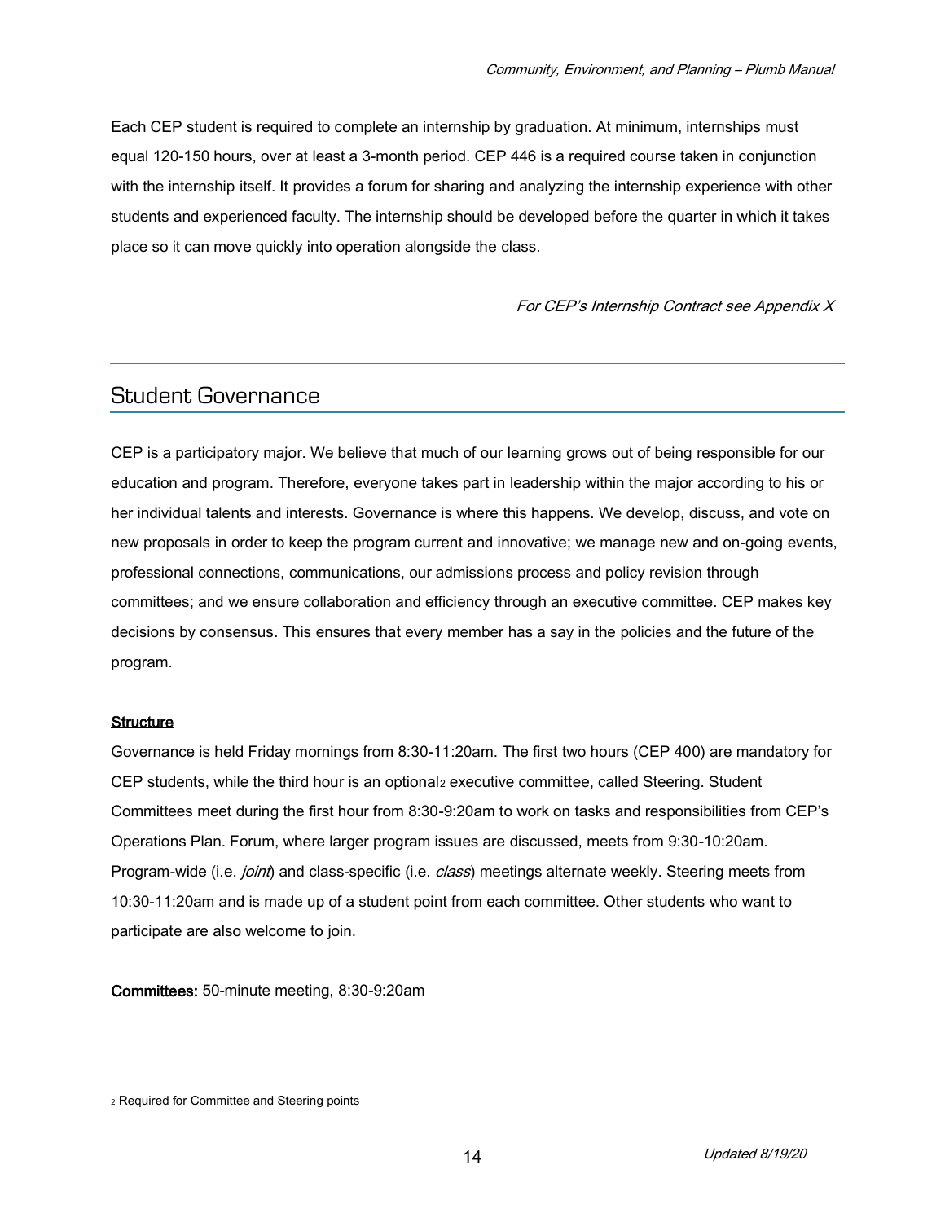Each CEP student is required to complete an internship by graduation. At minimum, internships must equal 120-150 hours, over at least a 3-month period. CEP 446 is a required course taken in conjunction with the internship itself. It provides a forum for sharing and analyzing the internship experience with other students and experienced faculty. The internship should be developed before the quarter in which it takes place so it can move quickly into operation alongside the class.

*For CEP's Internship Contract see Appendix X*

## Student Governance

CEP is a participatory major. We believe that much of our learning grows out of being responsible for our education and program. Therefore, everyone takes part in leadership within the major according to his or her individual talents and interests. Governance is where this happens. We develop, discuss, and vote on new proposals in order to keep the program current and innovative; we manage new and on-going events, professional connections, communications, our admissions process and policy revision through committees; and we ensure collaboration and efficiency through an executive committee. CEP makes key decisions by consensus. This ensures that every member has a say in the policies and the future of the program.

**Structure**

Governance is held Friday mornings from 8:30-11:20am. The first two hours (CEP 400) are mandatory for CEP students, while the third hour is an optional[2] executive committee, called Steering. Student Committees meet during the first hour from 8:30-9:20am to work on tasks and responsibilities from CEP's Operations Plan. Forum, where larger program issues are discussed, meets from 9:30-10:20am. Program-wide (i.e. *joint*) and class-specific (i.e. *class*) meetings alternate weekly. Steering meets from 10:30-11:20am and is made up of a student point from each committee. Other students who want to participate are also welcome to join.

**Committees:** 50-minute meeting, 8:30-9:20am

[2] Required for Committee and Steering points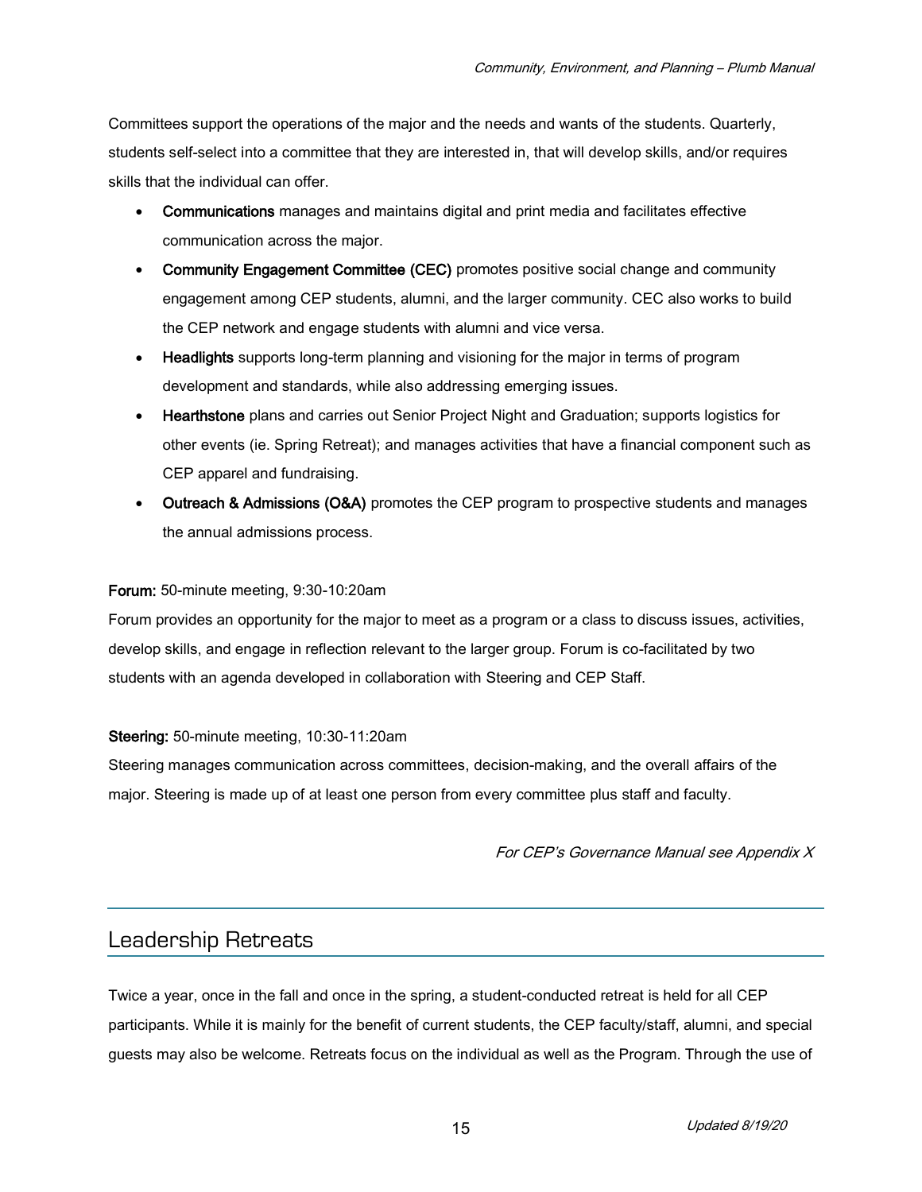Committees support the operations of the major and the needs and wants of the students. Quarterly, students self-select into a committee that they are interested in, that will develop skills, and/or requires skills that the individual can offer.

- **Communications** manages and maintains digital and print media and facilitates effective communication across the major.
- **Community Engagement Committee (CEC)** promotes positive social change and community engagement among CEP students, alumni, and the larger community. CEC also works to build the CEP network and engage students with alumni and vice versa.
- **Headlights** supports long-term planning and visioning for the major in terms of program development and standards, while also addressing emerging issues.
- **Hearthstone** plans and carries out Senior Project Night and Graduation; supports logistics for other events (ie. Spring Retreat); and manages activities that have a financial component such as CEP apparel and fundraising.
- **Outreach & Admissions (O&A)** promotes the CEP program to prospective students and manages the annual admissions process.

**Forum:** 50-minute meeting, 9:30-10:20am
Forum provides an opportunity for the major to meet as a program or a class to discuss issues, activities, develop skills, and engage in reflection relevant to the larger group. Forum is co-facilitated by two students with an agenda developed in collaboration with Steering and CEP Staff.

**Steering:** 50-minute meeting, 10:30-11:20am
Steering manages communication across committees, decision-making, and the overall affairs of the major. Steering is made up of at least one person from every committee plus staff and faculty.

*For CEP's Governance Manual see Appendix X*

## Leadership Retreats

Twice a year, once in the fall and once in the spring, a student-conducted retreat is held for all CEP participants. While it is mainly for the benefit of current students, the CEP faculty/staff, alumni, and special guests may also be welcome. Retreats focus on the individual as well as the Program. Through the use of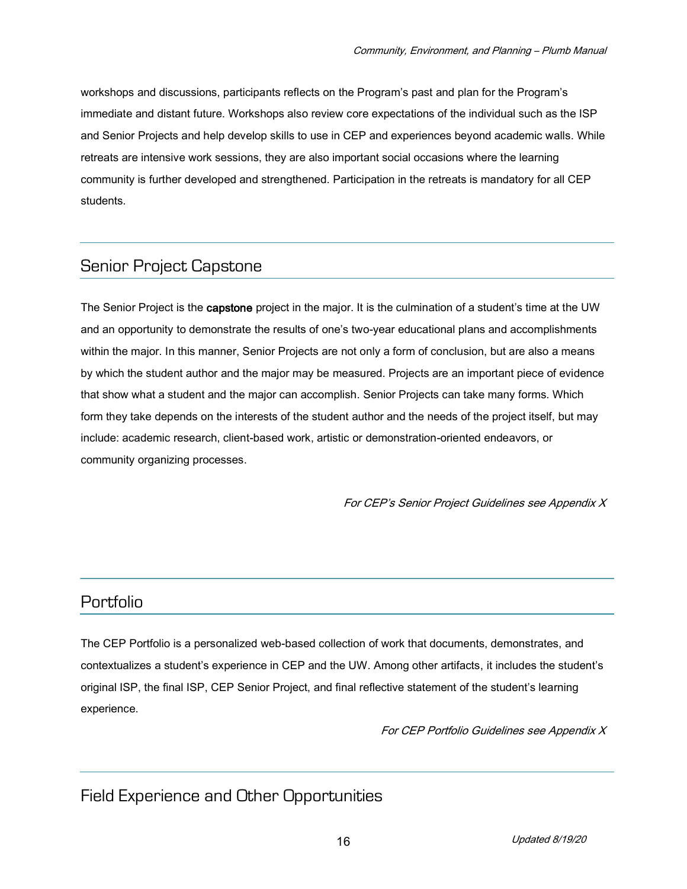workshops and discussions, participants reflects on the Program's past and plan for the Program's immediate and distant future. Workshops also review core expectations of the individual such as the ISP and Senior Projects and help develop skills to use in CEP and experiences beyond academic walls. While retreats are intensive work sessions, they are also important social occasions where the learning community is further developed and strengthened. Participation in the retreats is mandatory for all CEP students.

## Senior Project Capstone

The Senior Project is the **capstone** project in the major. It is the culmination of a student's time at the UW and an opportunity to demonstrate the results of one's two-year educational plans and accomplishments within the major. In this manner, Senior Projects are not only a form of conclusion, but are also a means by which the student author and the major may be measured. Projects are an important piece of evidence that show what a student and the major can accomplish. Senior Projects can take many forms. Which form they take depends on the interests of the student author and the needs of the project itself, but may include: academic research, client-based work, artistic or demonstration-oriented endeavors, or community organizing processes.

*For CEP's Senior Project Guidelines see Appendix X*

## Portfolio

The CEP Portfolio is a personalized web-based collection of work that documents, demonstrates, and contextualizes a student's experience in CEP and the UW. Among other artifacts, it includes the student's original ISP, the final ISP, CEP Senior Project, and final reflective statement of the student's learning experience.

*For CEP Portfolio Guidelines see Appendix X*

## Field Experience and Other Opportunities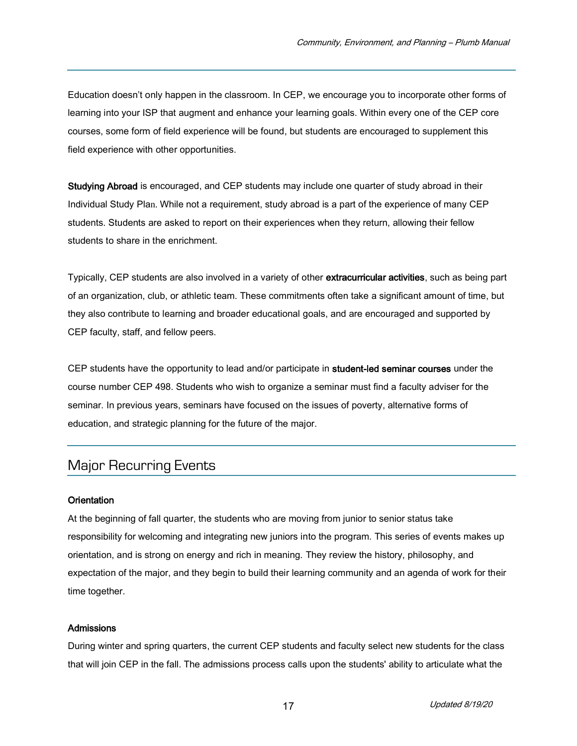Education doesn't only happen in the classroom. In CEP, we encourage you to incorporate other forms of learning into your ISP that augment and enhance your learning goals. Within every one of the CEP core courses, some form of field experience will be found, but students are encouraged to supplement this field experience with other opportunities.

**Studying Abroad** is encouraged, and CEP students may include one quarter of study abroad in their Individual Study Plan. While not a requirement, study abroad is a part of the experience of many CEP students. Students are asked to report on their experiences when they return, allowing their fellow students to share in the enrichment.

Typically, CEP students are also involved in a variety of other **extracurricular activities**, such as being part of an organization, club, or athletic team. These commitments often take a significant amount of time, but they also contribute to learning and broader educational goals, and are encouraged and supported by CEP faculty, staff, and fellow peers.

CEP students have the opportunity to lead and/or participate in **student-led seminar courses** under the course number CEP 498. Students who wish to organize a seminar must find a faculty adviser for the seminar. In previous years, seminars have focused on the issues of poverty, alternative forms of education, and strategic planning for the future of the major.

## Major Recurring Events

### Orientation

At the beginning of fall quarter, the students who are moving from junior to senior status take responsibility for welcoming and integrating new juniors into the program. This series of events makes up orientation, and is strong on energy and rich in meaning. They review the history, philosophy, and expectation of the major, and they begin to build their learning community and an agenda of work for their time together.

### Admissions

During winter and spring quarters, the current CEP students and faculty select new students for the class that will join CEP in the fall. The admissions process calls upon the students' ability to articulate what the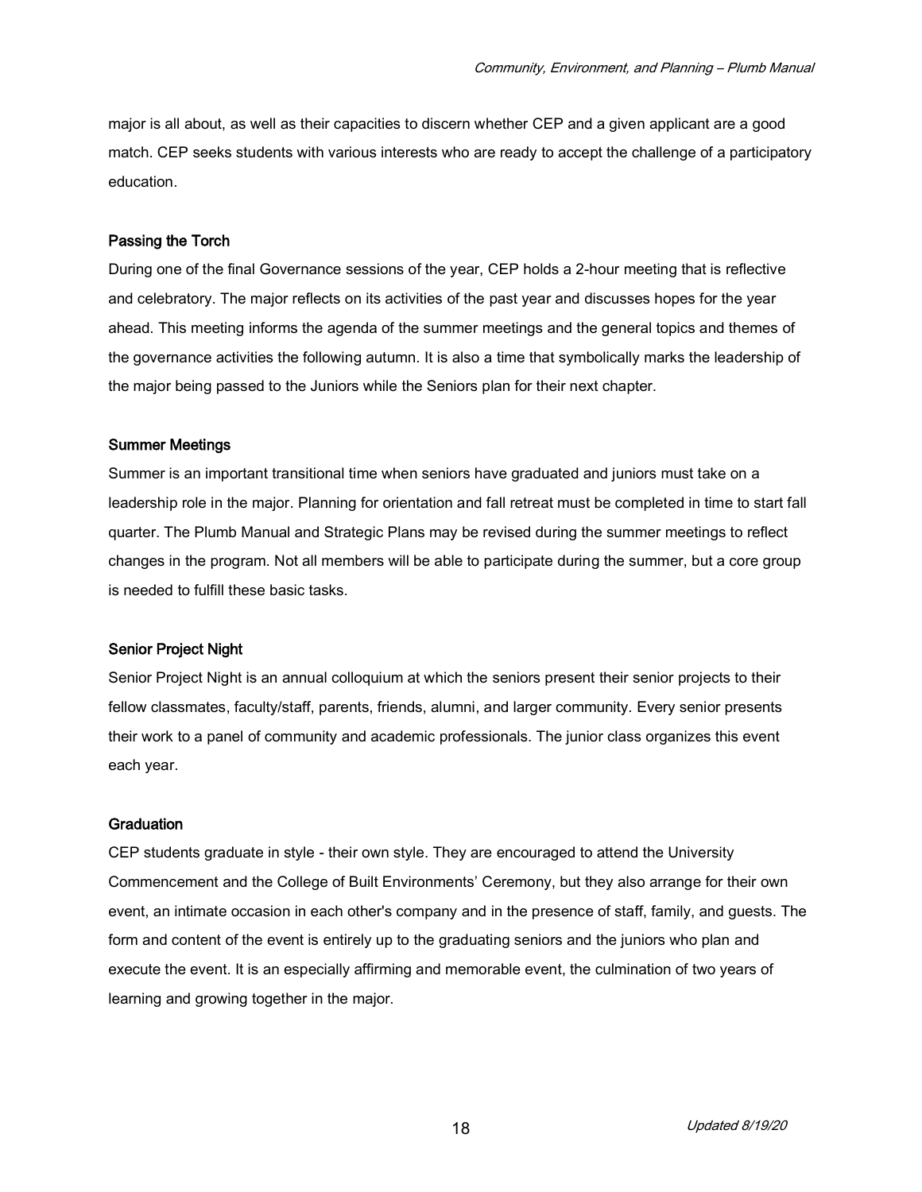major is all about, as well as their capacities to discern whether CEP and a given applicant are a good match. CEP seeks students with various interests who are ready to accept the challenge of a participatory education.

### Passing the Torch

During one of the final Governance sessions of the year, CEP holds a 2-hour meeting that is reflective and celebratory. The major reflects on its activities of the past year and discusses hopes for the year ahead. This meeting informs the agenda of the summer meetings and the general topics and themes of the governance activities the following autumn. It is also a time that symbolically marks the leadership of the major being passed to the Juniors while the Seniors plan for their next chapter.

### Summer Meetings

Summer is an important transitional time when seniors have graduated and juniors must take on a leadership role in the major. Planning for orientation and fall retreat must be completed in time to start fall quarter. The Plumb Manual and Strategic Plans may be revised during the summer meetings to reflect changes in the program. Not all members will be able to participate during the summer, but a core group is needed to fulfill these basic tasks.

### Senior Project Night

Senior Project Night is an annual colloquium at which the seniors present their senior projects to their fellow classmates, faculty/staff, parents, friends, alumni, and larger community. Every senior presents their work to a panel of community and academic professionals. The junior class organizes this event each year.

### Graduation

CEP students graduate in style - their own style. They are encouraged to attend the University Commencement and the College of Built Environments' Ceremony, but they also arrange for their own event, an intimate occasion in each other's company and in the presence of staff, family, and guests. The form and content of the event is entirely up to the graduating seniors and the juniors who plan and execute the event. It is an especially affirming and memorable event, the culmination of two years of learning and growing together in the major.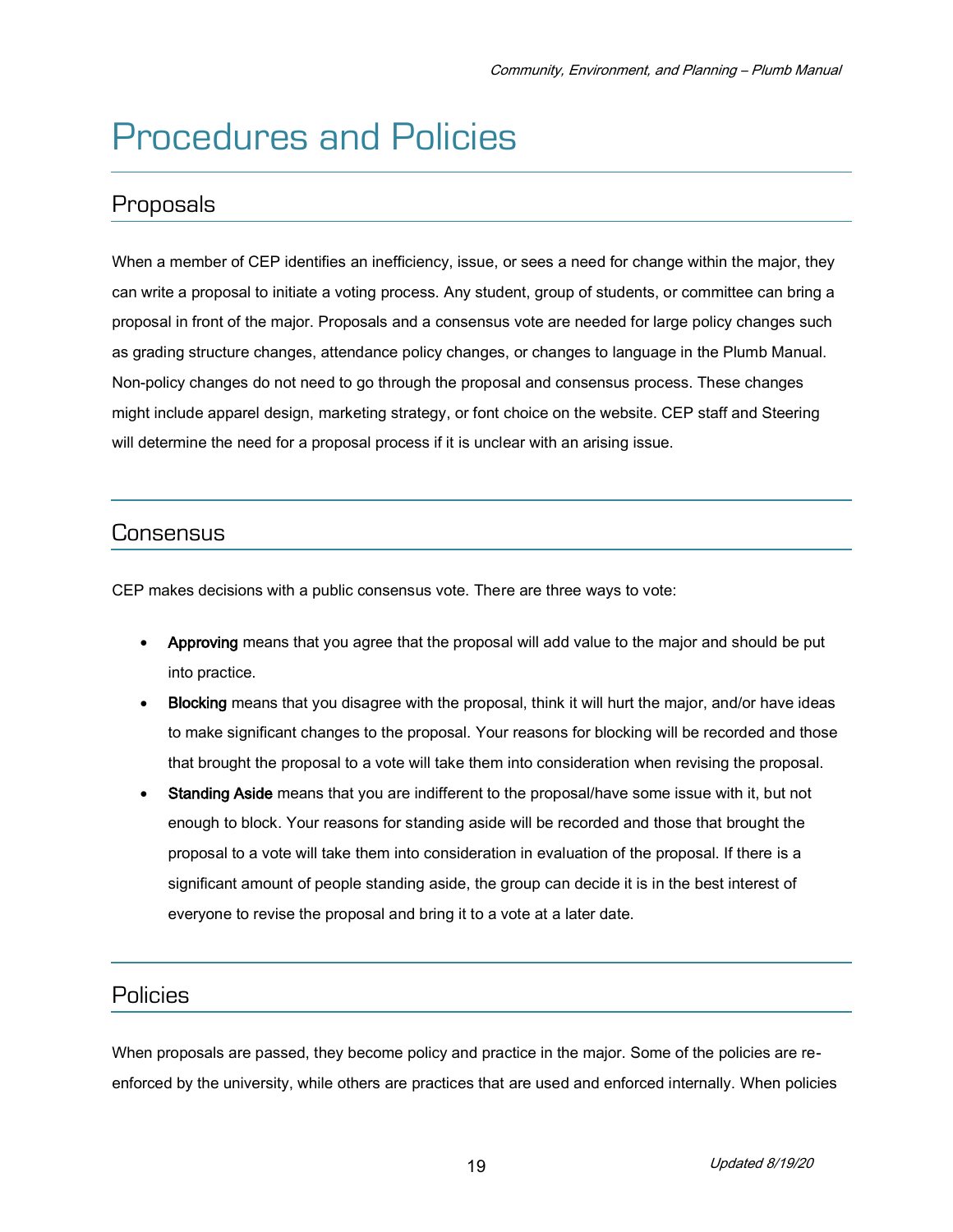# Procedures and Policies

## Proposals

When a member of CEP identifies an inefficiency, issue, or sees a need for change within the major, they can write a proposal to initiate a voting process. Any student, group of students, or committee can bring a proposal in front of the major. Proposals and a consensus vote are needed for large policy changes such as grading structure changes, attendance policy changes, or changes to language in the Plumb Manual. Non-policy changes do not need to go through the proposal and consensus process. These changes might include apparel design, marketing strategy, or font choice on the website. CEP staff and Steering will determine the need for a proposal process if it is unclear with an arising issue.

## Consensus

CEP makes decisions with a public consensus vote. There are three ways to vote:

- **Approving** means that you agree that the proposal will add value to the major and should be put into practice.
- **Blocking** means that you disagree with the proposal, think it will hurt the major, and/or have ideas to make significant changes to the proposal. Your reasons for blocking will be recorded and those that brought the proposal to a vote will take them into consideration when revising the proposal.
- **Standing Aside** means that you are indifferent to the proposal/have some issue with it, but not enough to block. Your reasons for standing aside will be recorded and those that brought the proposal to a vote will take them into consideration in evaluation of the proposal. If there is a significant amount of people standing aside, the group can decide it is in the best interest of everyone to revise the proposal and bring it to a vote at a later date.

## Policies

When proposals are passed, they become policy and practice in the major. Some of the policies are re-enforced by the university, while others are practices that are used and enforced internally. When policies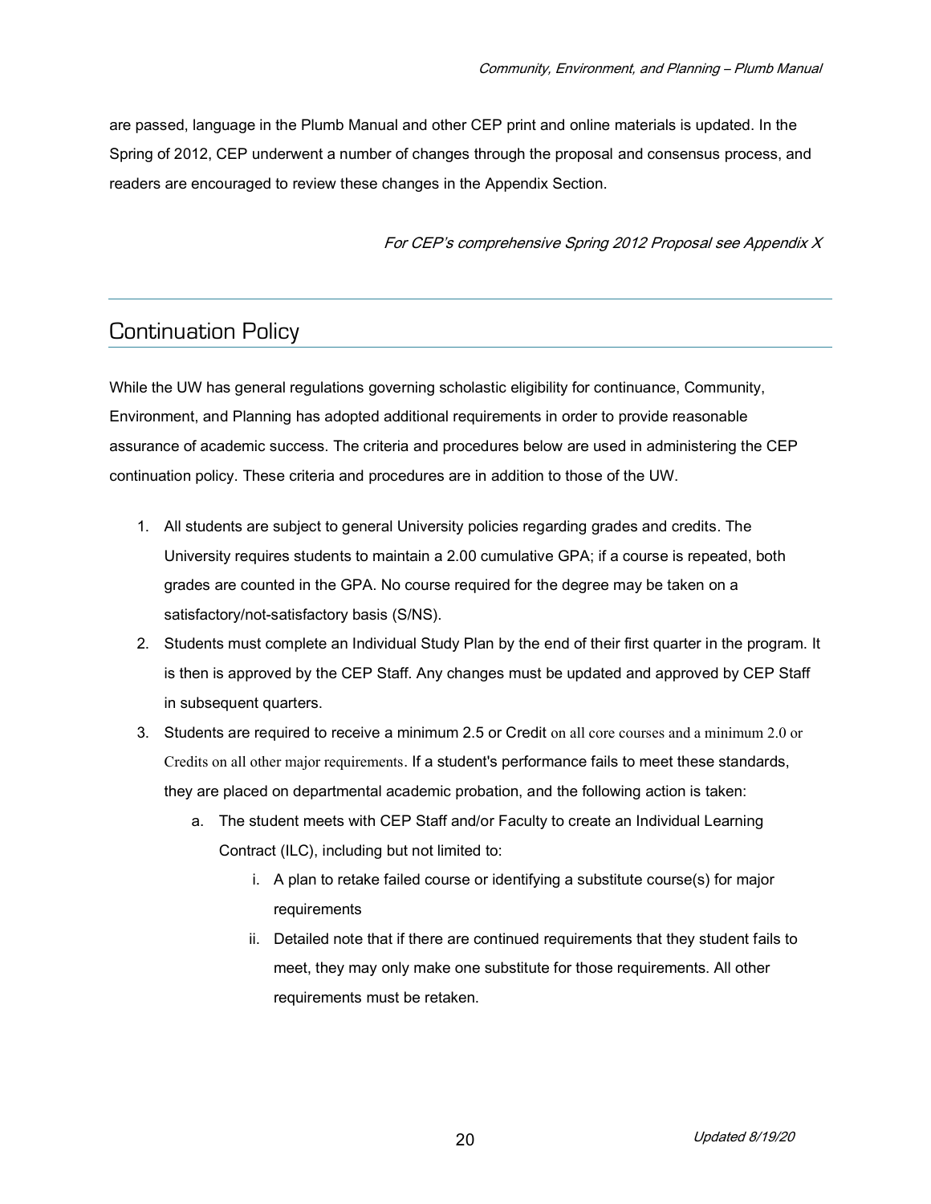are passed, language in the Plumb Manual and other CEP print and online materials is updated. In the Spring of 2012, CEP underwent a number of changes through the proposal and consensus process, and readers are encouraged to review these changes in the Appendix Section.

*For CEP's comprehensive Spring 2012 Proposal see Appendix X*

## Continuation Policy

While the UW has general regulations governing scholastic eligibility for continuance, Community, Environment, and Planning has adopted additional requirements in order to provide reasonable assurance of academic success. The criteria and procedures below are used in administering the CEP continuation policy. These criteria and procedures are in addition to those of the UW.

1. All students are subject to general University policies regarding grades and credits. The University requires students to maintain a 2.00 cumulative GPA; if a course is repeated, both grades are counted in the GPA. No course required for the degree may be taken on a satisfactory/not-satisfactory basis (S/NS).
2. Students must complete an Individual Study Plan by the end of their first quarter in the program. It is then is approved by the CEP Staff. Any changes must be updated and approved by CEP Staff in subsequent quarters.
3. Students are required to receive a minimum 2.5 or Credit on all core courses and a minimum 2.0 or Credits on all other major requirements. If a student's performance fails to meet these standards, they are placed on departmental academic probation, and the following action is taken:
   a. The student meets with CEP Staff and/or Faculty to create an Individual Learning Contract (ILC), including but not limited to:
      i. A plan to retake failed course or identifying a substitute course(s) for major requirements
      ii. Detailed note that if there are continued requirements that they student fails to meet, they may only make one substitute for those requirements. All other requirements must be retaken.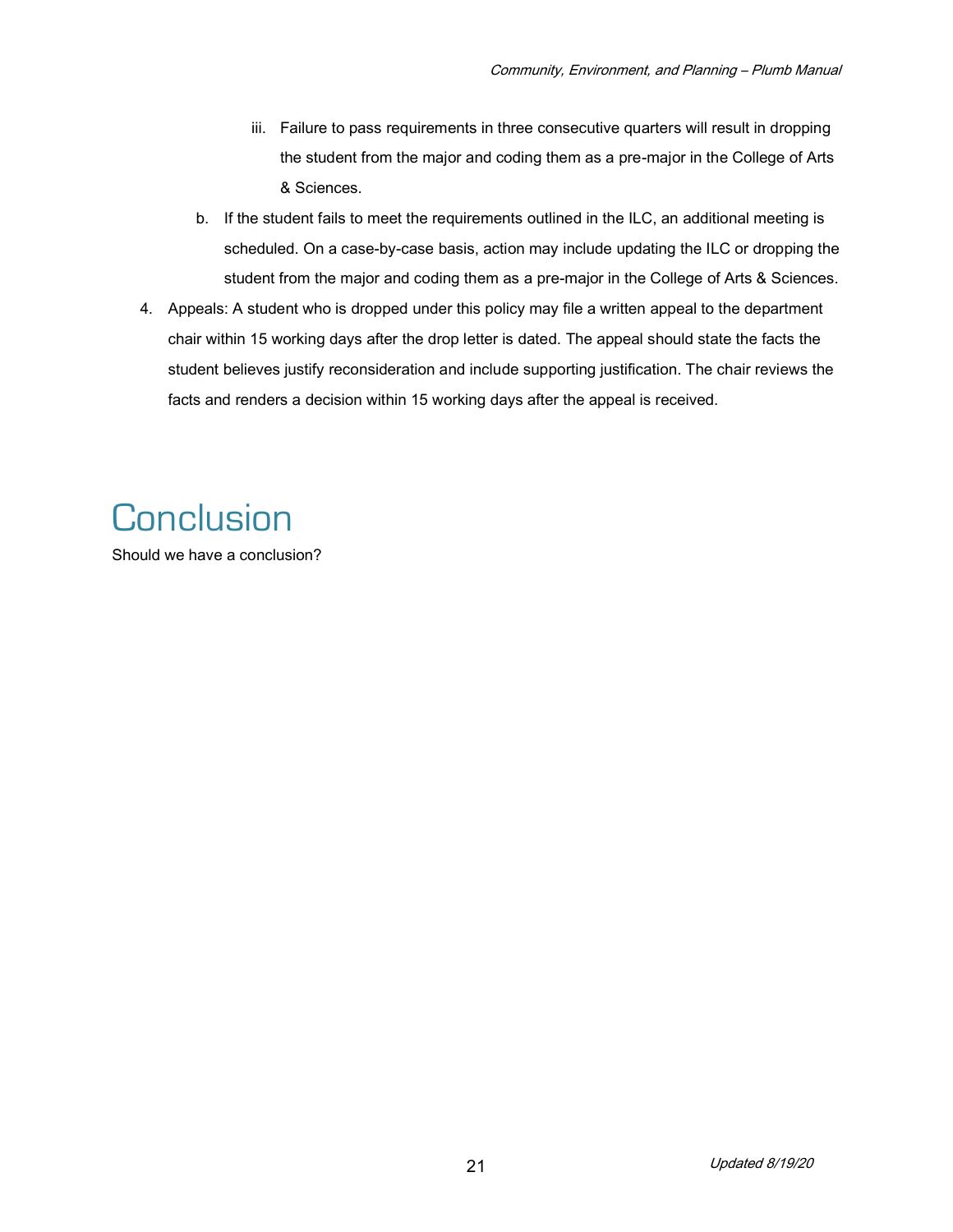iii. Failure to pass requirements in three consecutive quarters will result in dropping the student from the major and coding them as a pre-major in the College of Arts & Sciences.

b. If the student fails to meet the requirements outlined in the ILC, an additional meeting is scheduled. On a case-by-case basis, action may include updating the ILC or dropping the student from the major and coding them as a pre-major in the College of Arts & Sciences.

4. Appeals: A student who is dropped under this policy may file a written appeal to the department chair within 15 working days after the drop letter is dated. The appeal should state the facts the student believes justify reconsideration and include supporting justification. The chair reviews the facts and renders a decision within 15 working days after the appeal is received.

# Conclusion

Should we have a conclusion?